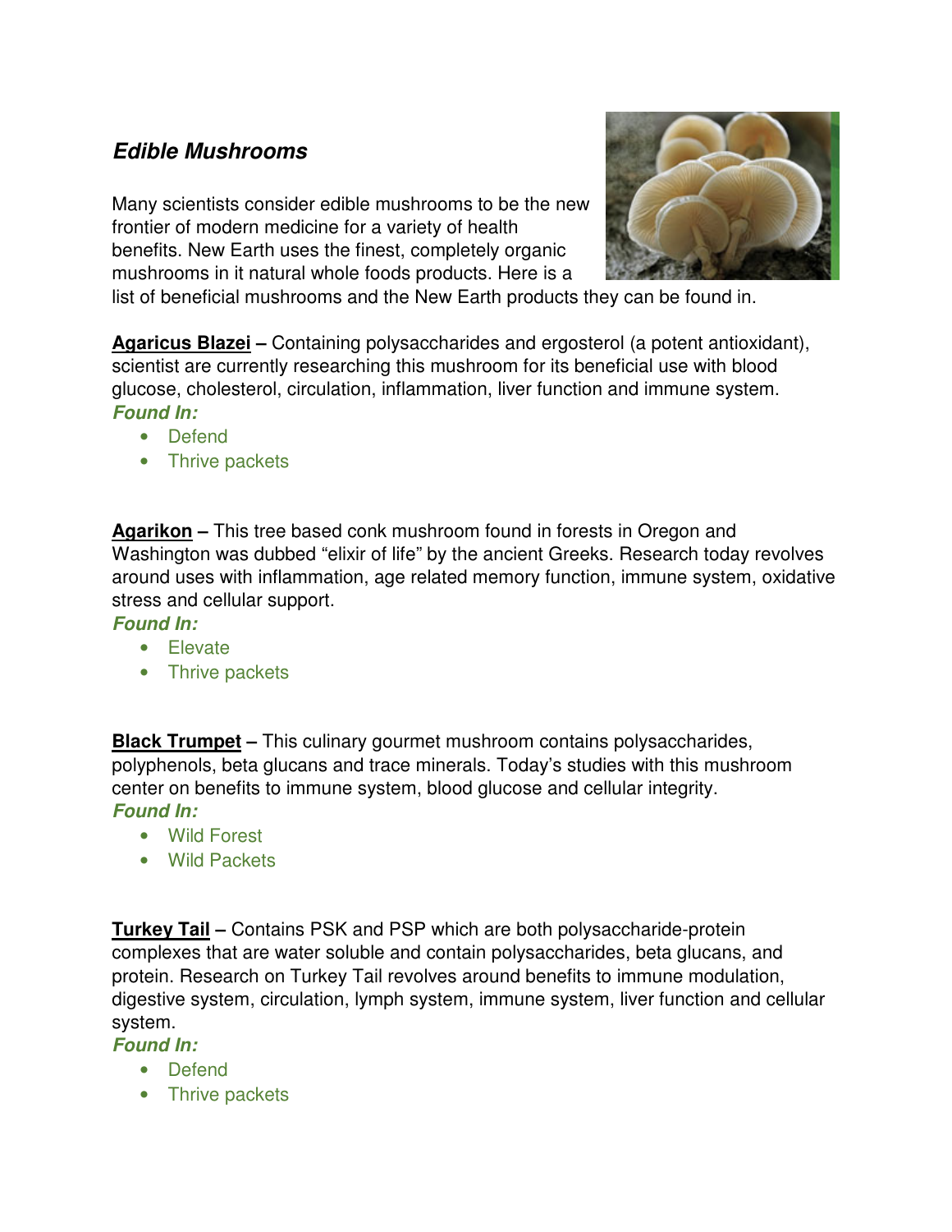## ***Edible Mushrooms***

Many scientists consider edible mushrooms to be the new frontier of modern medicine for a variety of health benefits. New Earth uses the finest, completely organic mushrooms in it natural whole foods products. Here is a list of beneficial mushrooms and the New Earth products they can be found in.

**Agaricus Blazei** – Containing polysaccharides and ergosterol (a potent antioxidant), scientist are currently researching this mushroom for its beneficial use with blood glucose, cholesterol, circulation, inflammation, liver function and immune system.

***Found In:***

- Defend
- Thrive packets

**Agarikon** – This tree based conk mushroom found in forests in Oregon and Washington was dubbed "elixir of life" by the ancient Greeks. Research today revolves around uses with inflammation, age related memory function, immune system, oxidative stress and cellular support.

***Found In:***

- Elevate
- Thrive packets

**Black Trumpet** – This culinary gourmet mushroom contains polysaccharides, polyphenols, beta glucans and trace minerals. Today's studies with this mushroom center on benefits to immune system, blood glucose and cellular integrity.

***Found In:***

- Wild Forest
- Wild Packets

**Turkey Tail** – Contains PSK and PSP which are both polysaccharide-protein complexes that are water soluble and contain polysaccharides, beta glucans, and protein. Research on Turkey Tail revolves around benefits to immune modulation, digestive system, circulation, lymph system, immune system, liver function and cellular system.

***Found In:***

- Defend
- Thrive packets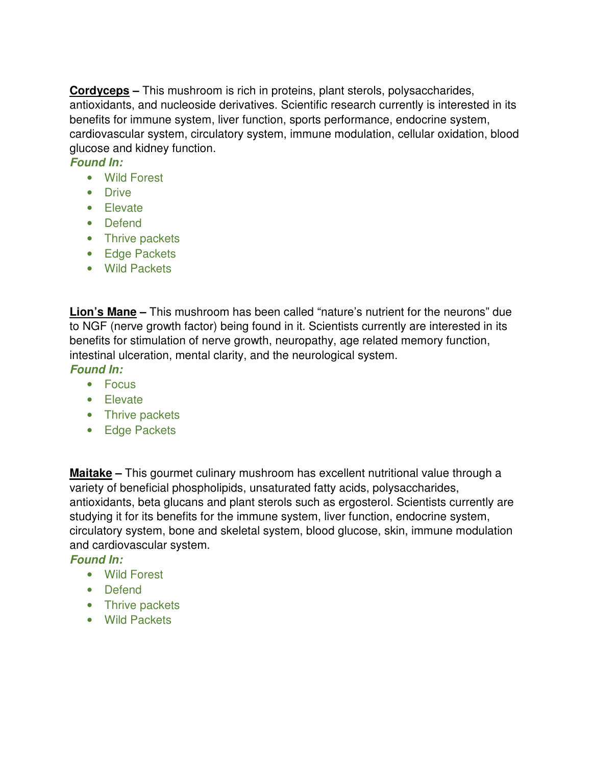**Cordyceps –** This mushroom is rich in proteins, plant sterols, polysaccharides, antioxidants, and nucleoside derivatives. Scientific research currently is interested in its benefits for immune system, liver function, sports performance, endocrine system, cardiovascular system, circulatory system, immune modulation, cellular oxidation, blood glucose and kidney function.

***Found In:***

- Wild Forest
- Drive
- Elevate
- Defend
- Thrive packets
- Edge Packets
- Wild Packets

**Lion's Mane –** This mushroom has been called "nature's nutrient for the neurons" due to NGF (nerve growth factor) being found in it. Scientists currently are interested in its benefits for stimulation of nerve growth, neuropathy, age related memory function, intestinal ulceration, mental clarity, and the neurological system.

***Found In:***

- Focus
- Elevate
- Thrive packets
- Edge Packets

**Maitake –** This gourmet culinary mushroom has excellent nutritional value through a variety of beneficial phospholipids, unsaturated fatty acids, polysaccharides, antioxidants, beta glucans and plant sterols such as ergosterol. Scientists currently are studying it for its benefits for the immune system, liver function, endocrine system, circulatory system, bone and skeletal system, blood glucose, skin, immune modulation and cardiovascular system.

***Found In:***

- Wild Forest
- Defend
- Thrive packets
- Wild Packets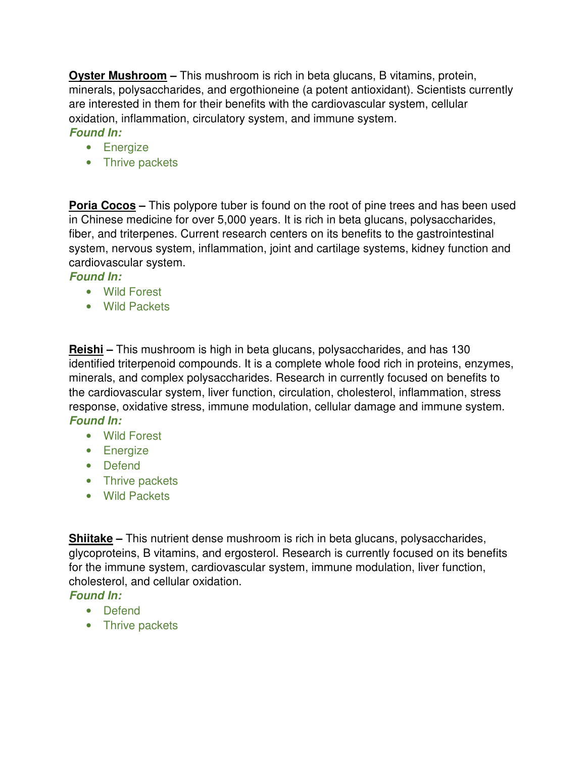**Oyster Mushroom** – This mushroom is rich in beta glucans, B vitamins, protein, minerals, polysaccharides, and ergothioneine (a potent antioxidant). Scientists currently are interested in them for their benefits with the cardiovascular system, cellular oxidation, inflammation, circulatory system, and immune system.

***Found In:***

- Energize
- Thrive packets

**Poria Cocos** – This polypore tuber is found on the root of pine trees and has been used in Chinese medicine for over 5,000 years. It is rich in beta glucans, polysaccharides, fiber, and triterpenes. Current research centers on its benefits to the gastrointestinal system, nervous system, inflammation, joint and cartilage systems, kidney function and cardiovascular system.

***Found In:***

- Wild Forest
- Wild Packets

**Reishi** – This mushroom is high in beta glucans, polysaccharides, and has 130 identified triterpenoid compounds. It is a complete whole food rich in proteins, enzymes, minerals, and complex polysaccharides. Research in currently focused on benefits to the cardiovascular system, liver function, circulation, cholesterol, inflammation, stress response, oxidative stress, immune modulation, cellular damage and immune system.

***Found In:***

- Wild Forest
- Energize
- Defend
- Thrive packets
- Wild Packets

**Shiitake** – This nutrient dense mushroom is rich in beta glucans, polysaccharides, glycoproteins, B vitamins, and ergosterol. Research is currently focused on its benefits for the immune system, cardiovascular system, immune modulation, liver function, cholesterol, and cellular oxidation.

***Found In:***

- Defend
- Thrive packets